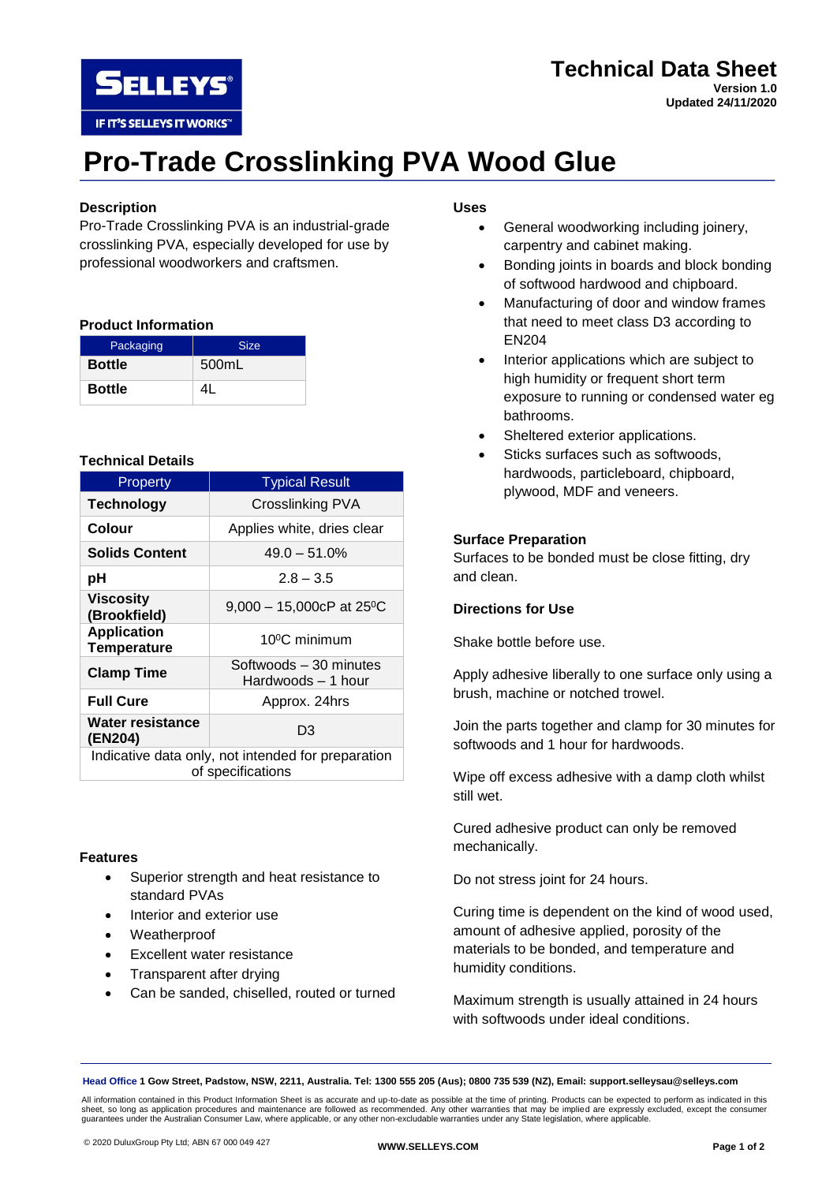# Technical Data Sheet

**Version 1.0**
**Updated 24/11/2020**

# Pro-Trade Crosslinking PVA Wood Glue

## Description

Pro-Trade Crosslinking PVA is an industrial-grade crosslinking PVA, especially developed for use by professional woodworkers and craftsmen.

## Product Information

| Packaging | Size |
|---|---|
| **Bottle** | 500mL |
| **Bottle** | 4L |

## Technical Details

| Property | Typical Result |
|---|---|
| **Technology** | Crosslinking PVA |
| **Colour** | Applies white, dries clear |
| **Solids Content** | 49.0 – 51.0% |
| **pH** | 2.8 – 3.5 |
| **Viscosity (Brookfield)** | 9,000 – 15,000cP at 25⁰C |
| **Application Temperature** | 10⁰C minimum |
| **Clamp Time** | Softwoods – 30 minutes Hardwoods – 1 hour |
| **Full Cure** | Approx. 24hrs |
| **Water resistance (EN204)** | D3 |
| Indicative data only, not intended for preparation of specifications | |

## Features

- Superior strength and heat resistance to standard PVAs
- Interior and exterior use
- Weatherproof
- Excellent water resistance
- Transparent after drying
- Can be sanded, chiselled, routed or turned

## Uses

- General woodworking including joinery, carpentry and cabinet making.
- Bonding joints in boards and block bonding of softwood hardwood and chipboard.
- Manufacturing of door and window frames that need to meet class D3 according to EN204
- Interior applications which are subject to high humidity or frequent short term exposure to running or condensed water eg bathrooms.
- Sheltered exterior applications.
- Sticks surfaces such as softwoods, hardwoods, particleboard, chipboard, plywood, MDF and veneers.

## Surface Preparation

Surfaces to be bonded must be close fitting, dry and clean.

## Directions for Use

Shake bottle before use.

Apply adhesive liberally to one surface only using a brush, machine or notched trowel.

Join the parts together and clamp for 30 minutes for softwoods and 1 hour for hardwoods.

Wipe off excess adhesive with a damp cloth whilst still wet.

Cured adhesive product can only be removed mechanically.

Do not stress joint for 24 hours.

Curing time is dependent on the kind of wood used, amount of adhesive applied, porosity of the materials to be bonded, and temperature and humidity conditions.

Maximum strength is usually attained in 24 hours with softwoods under ideal conditions.

---

**Head Office 1 Gow Street, Padstow, NSW, 2211, Australia. Tel: 1300 555 205 (Aus); 0800 735 539 (NZ), Email: support.selleysau@selleys.com**

All information contained in this Product Information Sheet is as accurate and up-to-date as possible at the time of printing. Products can be expected to perform as indicated in this sheet, so long as application procedures and maintenance are followed as recommended. Any other warranties that may be implied are expressly excluded, except the consumer guarantees under the Australian Consumer Law, where applicable, or any other non-excludable warranties under any State legislation, where applicable.

© 2020 DuluxGroup Pty Ltd; ABN 67 000 049 427

**WWW.SELLEYS.COM**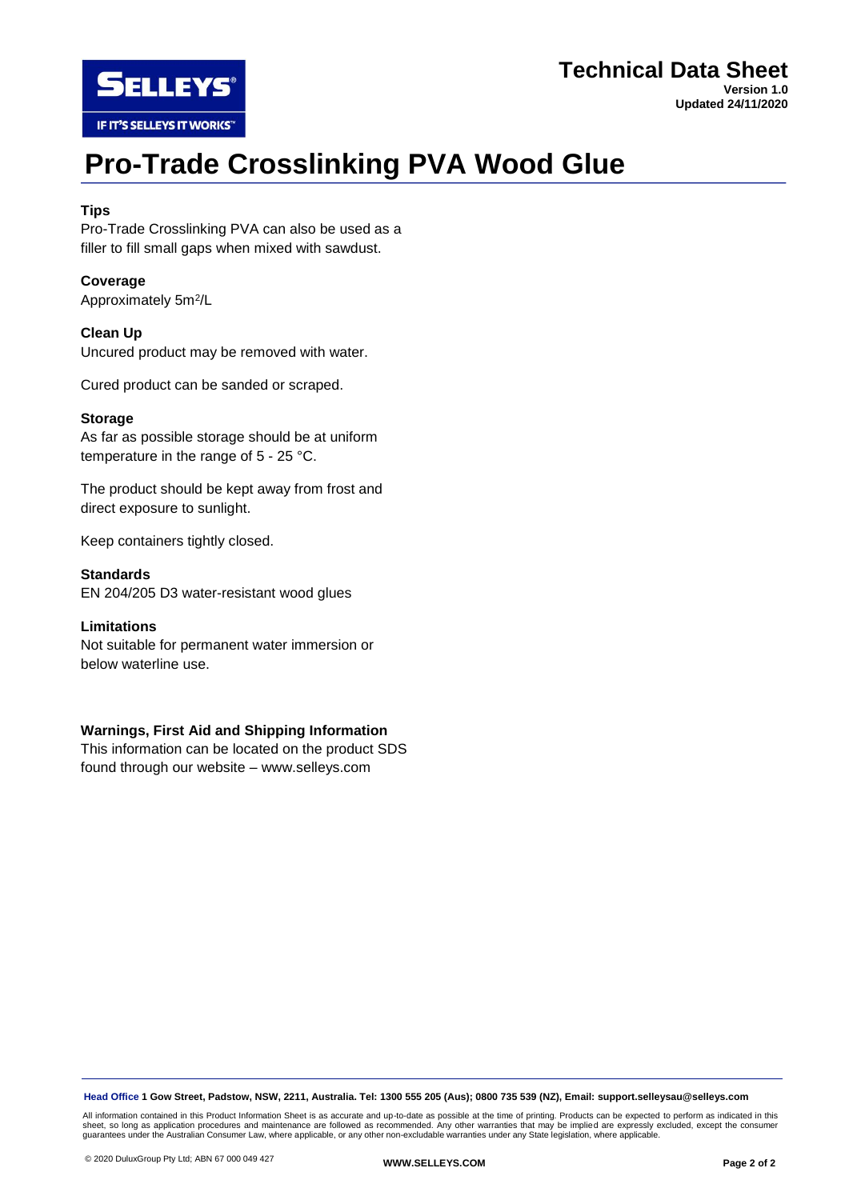# Pro-Trade Crosslinking PVA Wood Glue

**Tips**

Pro-Trade Crosslinking PVA can also be used as a filler to fill small gaps when mixed with sawdust.

**Coverage**

Approximately 5m$^2$/L

**Clean Up**

Uncured product may be removed with water.

Cured product can be sanded or scraped.

**Storage**

As far as possible storage should be at uniform temperature in the range of 5 - 25 °C.

The product should be kept away from frost and direct exposure to sunlight.

Keep containers tightly closed.

**Standards**

EN 204/205 D3 water-resistant wood glues

**Limitations**

Not suitable for permanent water immersion or below waterline use.

**Warnings, First Aid and Shipping Information**

This information can be located on the product SDS found through our website – www.selleys.com

**Head Office** 1 Gow Street, Padstow, NSW, 2211, Australia. Tel: 1300 555 205 (Aus); 0800 735 539 (NZ), Email: support.selleysau@selleys.com

All information contained in this Product Information Sheet is as accurate and up-to-date as possible at the time of printing. Products can be expected to perform as indicated in this sheet, so long as application procedures and maintenance are followed as recommended. Any other warranties that may be implied are expressly excluded, except the consumer guarantees under the Australian Consumer Law, where applicable, or any other non-excludable warranties under any State legislation, where applicable.

© 2020 DuluxGroup Pty Ltd; ABN 67 000 049 427